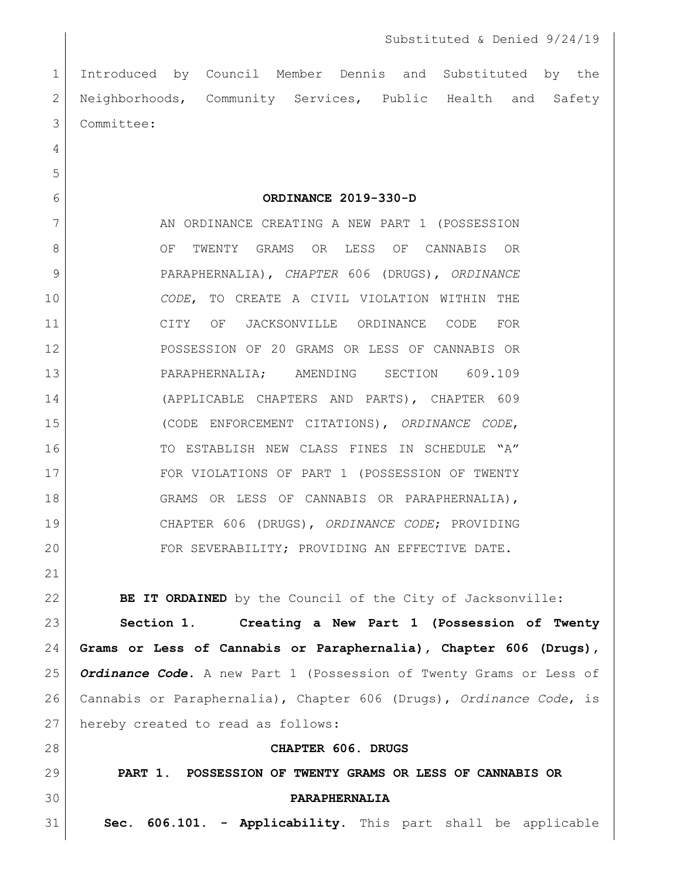Substituted & Denied 9/24/19

Introduced by Council Member Dennis and Substituted by the Neighborhoods, Community Services, Public Health and Safety Committee:

**ORDINANCE 2019-330-D**

AN ORDINANCE CREATING A NEW PART 1 (POSSESSION OF TWENTY GRAMS OR LESS OF CANNABIS OR PARAPHERNALIA), *CHAPTER* 606 (DRUGS), *ORDINANCE CODE*, TO CREATE A CIVIL VIOLATION WITHIN THE CITY OF JACKSONVILLE ORDINANCE CODE FOR POSSESSION OF 20 GRAMS OR LESS OF CANNABIS OR PARAPHERNALIA; AMENDING SECTION 609.109 (APPLICABLE CHAPTERS AND PARTS), CHAPTER 609 (CODE ENFORCEMENT CITATIONS), *ORDINANCE CODE*, TO ESTABLISH NEW CLASS FINES IN SCHEDULE "A" FOR VIOLATIONS OF PART 1 (POSSESSION OF TWENTY GRAMS OR LESS OF CANNABIS OR PARAPHERNALIA), CHAPTER 606 (DRUGS), *ORDINANCE CODE*; PROVIDING FOR SEVERABILITY; PROVIDING AN EFFECTIVE DATE.

**BE IT ORDAINED** by the Council of the City of Jacksonville:

**Section 1. Creating a New Part 1 (Possession of Twenty Grams or Less of Cannabis or Paraphernalia), Chapter 606 (Drugs), *Ordinance Code*.** A new Part 1 (Possession of Twenty Grams or Less of Cannabis or Paraphernalia), Chapter 606 (Drugs), *Ordinance Code*, is hereby created to read as follows:

**CHAPTER 606. DRUGS**

**PART 1. POSSESSION OF TWENTY GRAMS OR LESS OF CANNABIS OR PARAPHERNALIA**

**Sec. 606.101. - Applicability.** This part shall be applicable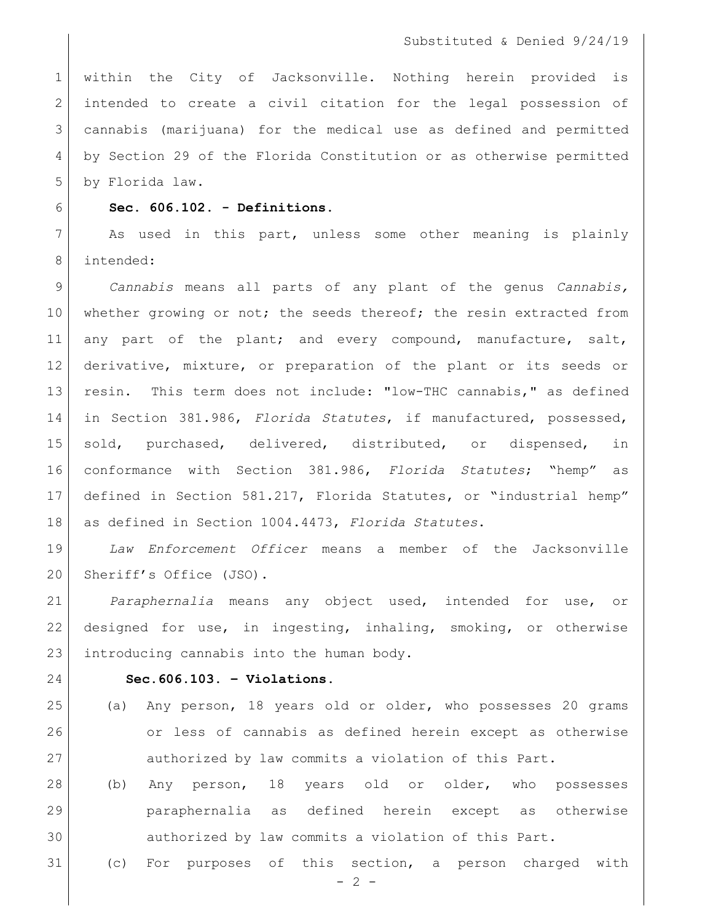within the City of Jacksonville. Nothing herein provided is intended to create a civil citation for the legal possession of cannabis (marijuana) for the medical use as defined and permitted by Section 29 of the Florida Constitution or as otherwise permitted by Florida law.

**Sec. 606.102. - Definitions.**

As used in this part, unless some other meaning is plainly intended:

*Cannabis* means all parts of any plant of the genus *Cannabis,* whether growing or not; the seeds thereof; the resin extracted from any part of the plant; and every compound, manufacture, salt, derivative, mixture, or preparation of the plant or its seeds or resin. This term does not include: "low-THC cannabis," as defined in Section 381.986, *Florida Statutes*, if manufactured, possessed, sold, purchased, delivered, distributed, or dispensed, in conformance with Section 381.986, *Florida Statutes*; "hemp" as defined in Section 581.217, Florida Statutes, or "industrial hemp" as defined in Section 1004.4473, *Florida Statutes*.

*Law Enforcement Officer* means a member of the Jacksonville Sheriff's Office (JSO).

*Paraphernalia* means any object used, intended for use, or designed for use, in ingesting, inhaling, smoking, or otherwise introducing cannabis into the human body.

**Sec.606.103. – Violations.**

(a) Any person, 18 years old or older, who possesses 20 grams or less of cannabis as defined herein except as otherwise authorized by law commits a violation of this Part.

(b) Any person, 18 years old or older, who possesses paraphernalia as defined herein except as otherwise authorized by law commits a violation of this Part.

(c) For purposes of this section, a person charged with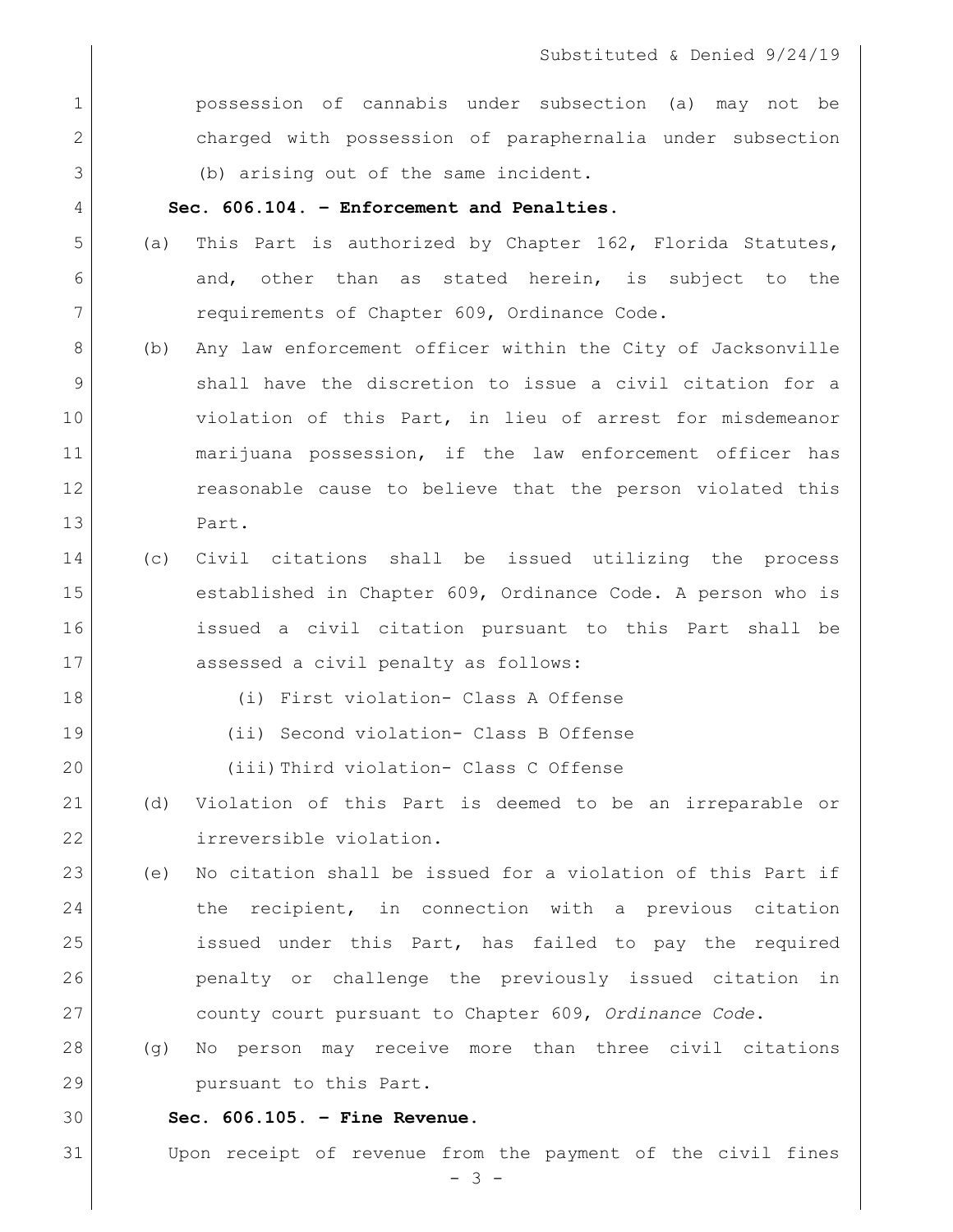possession of cannabis under subsection (a) may not be charged with possession of paraphernalia under subsection (b) arising out of the same incident.

**Sec. 606.104. – Enforcement and Penalties.**

(a) This Part is authorized by Chapter 162, Florida Statutes, and, other than as stated herein, is subject to the requirements of Chapter 609, Ordinance Code.

(b) Any law enforcement officer within the City of Jacksonville shall have the discretion to issue a civil citation for a violation of this Part, in lieu of arrest for misdemeanor marijuana possession, if the law enforcement officer has reasonable cause to believe that the person violated this Part.

(c) Civil citations shall be issued utilizing the process established in Chapter 609, Ordinance Code. A person who is issued a civil citation pursuant to this Part shall be assessed a civil penalty as follows:

(i) First violation- Class A Offense

(ii) Second violation- Class B Offense

(iii) Third violation- Class C Offense

(d) Violation of this Part is deemed to be an irreparable or irreversible violation.

(e) No citation shall be issued for a violation of this Part if the recipient, in connection with a previous citation issued under this Part, has failed to pay the required penalty or challenge the previously issued citation in county court pursuant to Chapter 609, *Ordinance Code*.

(g) No person may receive more than three civil citations pursuant to this Part.

**Sec. 606.105. – Fine Revenue.**

Upon receipt of revenue from the payment of the civil fines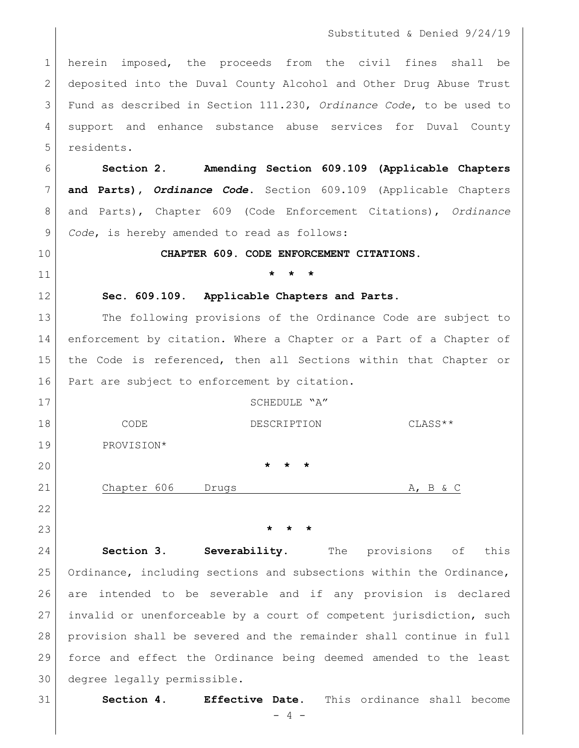herein imposed, the proceeds from the civil fines shall be deposited into the Duval County Alcohol and Other Drug Abuse Trust Fund as described in Section 111.230, *Ordinance Code*, to be used to support and enhance substance abuse services for Duval County residents.

**Section 2. Amending Section 609.109 (Applicable Chapters and Parts), *Ordinance Code*.** Section 609.109 (Applicable Chapters and Parts), Chapter 609 (Code Enforcement Citations), *Ordinance Code*, is hereby amended to read as follows:

**CHAPTER 609. CODE ENFORCEMENT CITATIONS.**

**\* \* \***

**Sec. 609.109. Applicable Chapters and Parts.**

The following provisions of the Ordinance Code are subject to enforcement by citation. Where a Chapter or a Part of a Chapter of the Code is referenced, then all Sections within that Chapter or Part are subject to enforcement by citation.

SCHEDULE "A"

| CODE PROVISION* | DESCRIPTION | CLASS** |
|---|---|---|
| **\* \* \*** | | |
| <u>Chapter 606</u> | <u>Drugs</u> | <u>A, B & C</u> |

**\* \* \***

**Section 3. Severability.** The provisions of this Ordinance, including sections and subsections within the Ordinance, are intended to be severable and if any provision is declared invalid or unenforceable by a court of competent jurisdiction, such provision shall be severed and the remainder shall continue in full force and effect the Ordinance being deemed amended to the least degree legally permissible.

**Section 4. Effective Date.** This ordinance shall become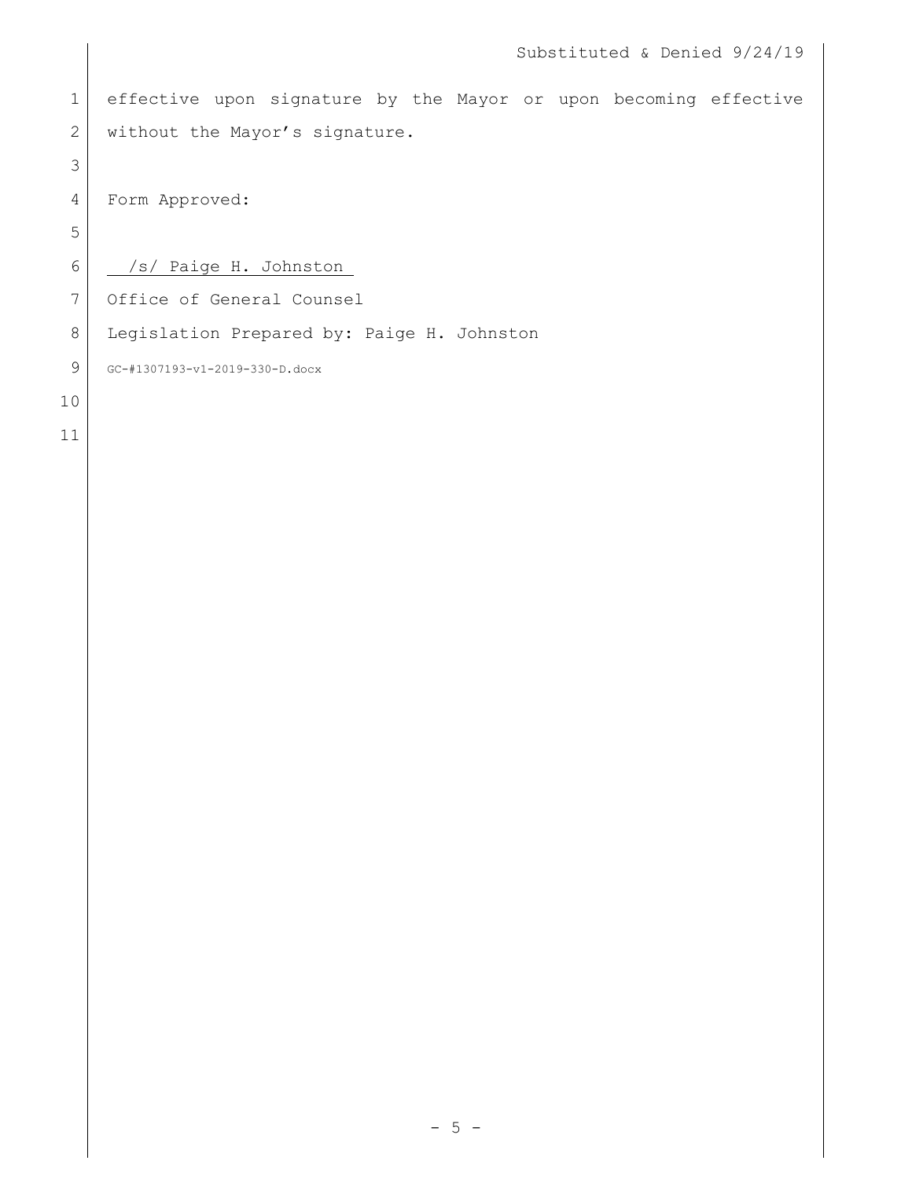effective upon signature by the Mayor or upon becoming effective without the Mayor's signature.

Form Approved:

/s/ Paige H. Johnston

Office of General Counsel

Legislation Prepared by: Paige H. Johnston

GC-#1307193-v1-2019-330-D.docx